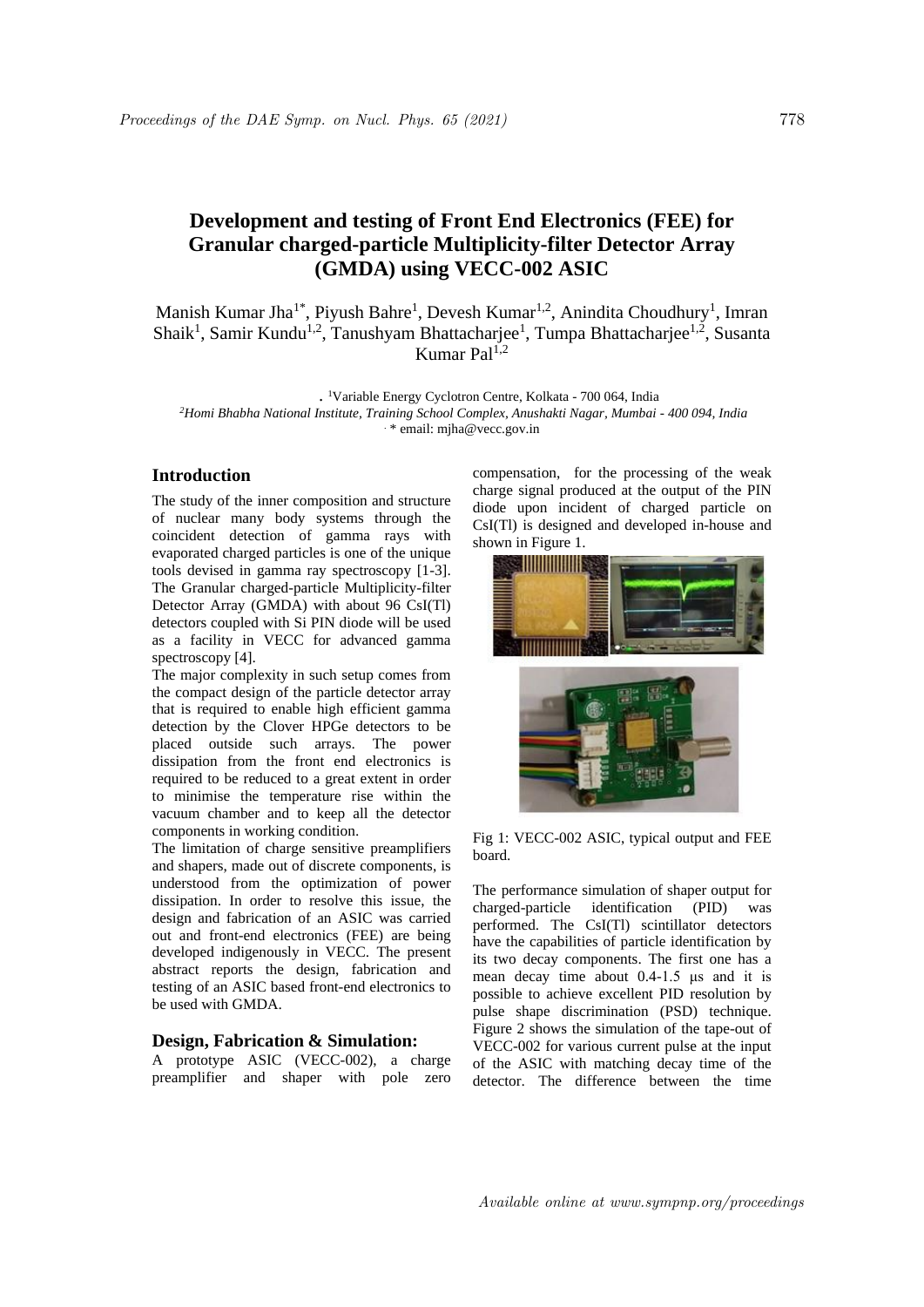# Development and testing of Front End Electronics (FEE) for Granular charged-particle Multiplicity-filter Detector Array (GMDA) using VECC-002 ASIC

Manish Kumar Jha[1*], Piyush Bahre[1], Devesh Kumar[1,2], Anindita Choudhury[1], Imran Shaik[1], Samir Kundu[1,2], Tanushyam Bhattacharjee[1], Tumpa Bhattacharjee[1,2], Susanta Kumar Pal[1,2]

[1]Variable Energy Cyclotron Centre, Kolkata - 700 064, India

*[2]Homi Bhabha National Institute, Training School Complex, Anushakti Nagar, Mumbai - 400 094, India*

\* email: mjha@vecc.gov.in

## Introduction

The study of the inner composition and structure of nuclear many body systems through the coincident detection of gamma rays with evaporated charged particles is one of the unique tools devised in gamma ray spectroscopy [1-3]. The Granular charged-particle Multiplicity-filter Detector Array (GMDA) with about 96 CsI(Tl) detectors coupled with Si PIN diode will be used as a facility in VECC for advanced gamma spectroscopy [4].

The major complexity in such setup comes from the compact design of the particle detector array that is required to enable high efficient gamma detection by the Clover HPGe detectors to be placed outside such arrays. The power dissipation from the front end electronics is required to be reduced to a great extent in order to minimise the temperature rise within the vacuum chamber and to keep all the detector components in working condition.

The limitation of charge sensitive preamplifiers and shapers, made out of discrete components, is understood from the optimization of power dissipation. In order to resolve this issue, the design and fabrication of an ASIC was carried out and front-end electronics (FEE) are being developed indigenously in VECC. The present abstract reports the design, fabrication and testing of an ASIC based front-end electronics to be used with GMDA.

## Design, Fabrication & Simulation:

A prototype ASIC (VECC-002), a charge preamplifier and shaper with pole zero compensation, for the processing of the weak charge signal produced at the output of the PIN diode upon incident of charged particle on CsI(Tl) is designed and developed in-house and shown in Figure 1.

Fig 1: VECC-002 ASIC, typical output and FEE board.

The performance simulation of shaper output for charged-particle identification (PID) was performed. The CsI(Tl) scintillator detectors have the capabilities of particle identification by its two decay components. The first one has a mean decay time about 0.4-1.5 μs and it is possible to achieve excellent PID resolution by pulse shape discrimination (PSD) technique. Figure 2 shows the simulation of the tape-out of VECC-002 for various current pulse at the input of the ASIC with matching decay time of the detector. The difference between the time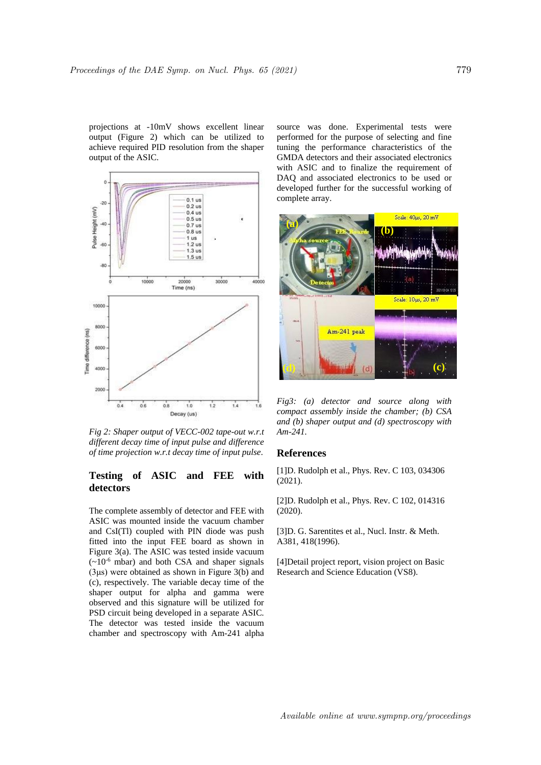projections at -10mV shows excellent linear output (Figure 2) which can be utilized to achieve required PID resolution from the shaper output of the ASIC.

Pulse Height (mV)
0
-20
-40
-60
-80
0 10000 20000 30000 40000
Time (ns)
0.1 us
0.2 us
0.4 us
0.5 us
0.7 us
0.8 us
1 us
1.2 us
1.3 us
1.5 us

Time difference (ns)
10000
8000
6000
4000
2000
0.4 0.6 0.8 1.0 1.2 1.4 1.6
Decay (us)

*Fig 2: Shaper output of VECC-002 tape-out w.r.t different decay time of input pulse and difference of time projection w.r.t decay time of input pulse.*

## Testing of ASIC and FEE with detectors

The complete assembly of detector and FEE with ASIC was mounted inside the vacuum chamber and CsI(Tl) coupled with PIN diode was push fitted into the input FEE board as shown in Figure 3(a). The ASIC was tested inside vacuum (~$10^{-6}$ mbar) and both CSA and shaper signals (3μs) were obtained as shown in Figure 3(b) and (c), respectively. The variable decay time of the shaper output for alpha and gamma were observed and this signature will be utilized for PSD circuit being developed in a separate ASIC. The detector was tested inside the vacuum chamber and spectroscopy with Am-241 alpha source was done. Experimental tests were performed for the purpose of selecting and fine tuning the performance characteristics of the GMDA detectors and their associated electronics with ASIC and to finalize the requirement of DAQ and associated electronics to be used or developed further for the successful working of complete array.

(a) Alpha source FEE Boards Detector
(b) Scale: 40μs, 20 mV
(c) Scale: 10μs, 20 mV
(d) Am-241 peak

*Fig3: (a) detector and source along with compact assembly inside the chamber; (b) CSA and (b) shaper output and (d) spectroscopy with Am-241.*

## References

[1]D. Rudolph et al., Phys. Rev. C 103, 034306 (2021).

[2]D. Rudolph et al., Phys. Rev. C 102, 014316 (2020).

[3]D. G. Sarentites et al., Nucl. Instr. & Meth. A381, 418(1996).

[4]Detail project report, vision project on Basic Research and Science Education (VS8).